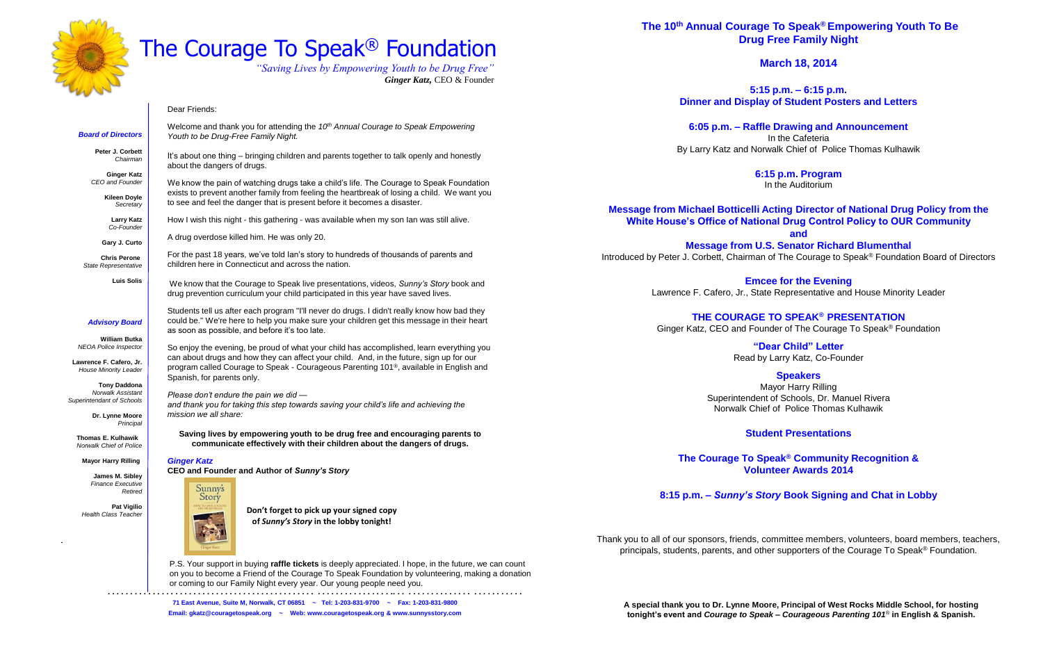# The Courage To Speak® Foundation

*"Saving Lives by Empowering Youth to be Drug Free"*
***Ginger Katz,*** CEO & Founder

***Board of Directors***

**Peter J. Corbett**
*Chairman*

**Ginger Katz**
*CEO and Founder*

**Kileen Doyle**
*Secretary*

**Larry Katz**
*Co-Founder*

**Gary J. Curto**

**Chris Perone**
*State Representative*

**Luis Solis**

***Advisory Board***

**William Butka**
*NEOA Police Inspector*

**Lawrence F. Cafero, Jr.**
*House Minority Leader*

**Tony Daddona**
*Norwalk Assistant Superintendant of Schools*

**Dr. Lynne Moore**
*Principal*

**Thomas E. Kulhawik**
*Norwalk Chief of Police*

**Mayor Harry Rilling**

**James M. Sibley**
*Finance Executive Retired*

**Pat Vigilio**
*Health Class Teacher*

Dear Friends:

Welcome and thank you for attending the *10th Annual Courage to Speak Empowering Youth to be Drug-Free Family Night.*

It's about one thing – bringing children and parents together to talk openly and honestly about the dangers of drugs.

We know the pain of watching drugs take a child's life. The Courage to Speak Foundation exists to prevent another family from feeling the heartbreak of losing a child. We want you to see and feel the danger that is present before it becomes a disaster.

How I wish this night - this gathering - was available when my son Ian was still alive.

A drug overdose killed him. He was only 20.

For the past 18 years, we've told Ian's story to hundreds of thousands of parents and children here in Connecticut and across the nation.

We know that the Courage to Speak live presentations, videos, *Sunny's Story* book and drug prevention curriculum your child participated in this year have saved lives.

Students tell us after each program "I'll never do drugs. I didn't really know how bad they could be." We're here to help you make sure your children get this message in their heart as soon as possible, and before it's too late.

So enjoy the evening, be proud of what your child has accomplished, learn everything you can about drugs and how they can affect your child. And, in the future, sign up for our program called Courage to Speak - Courageous Parenting 101®, available in English and Spanish, for parents only.

*Please don't endure the pain we did —*
*and thank you for taking this step towards saving your child's life and achieving the mission we all share:*

**Saving lives by empowering youth to be drug free and encouraging parents to communicate effectively with their children about the dangers of drugs.**

***Ginger Katz***
**CEO and Founder and Author of *Sunny's Story***

**Don't forget to pick up your signed copy of *Sunny's Story* in the lobby tonight!**

P.S. Your support in buying **raffle tickets** is deeply appreciated. I hope, in the future, we can count on you to become a Friend of the Courage To Speak Foundation by volunteering, making a donation or coming to our Family Night every year. Our young people need you.

**71 East Avenue, Suite M, Norwalk, CT 06851 ~ Tel: 1-203-831-9700 ~ Fax: 1-203-831-9800**
**Email: gkatz@couragetospeak.org ~ Web: www.couragetospeak.org & www.sunnysstory.com**

## The 10th Annual Courage To Speak® Empowering Youth To Be Drug Free Family Night

**March 18, 2014**

**5:15 p.m. – 6:15 p.m.**
**Dinner and Display of Student Posters and Letters**

**6:05 p.m. – Raffle Drawing and Announcement**
In the Cafeteria
By Larry Katz and Norwalk Chief of Police Thomas Kulhawik

**6:15 p.m. Program**
In the Auditorium

**Message from Michael Botticelli Acting Director of National Drug Policy from the White House's Office of National Drug Control Policy to OUR Community**
**and**
**Message from U.S. Senator Richard Blumenthal**
Introduced by Peter J. Corbett, Chairman of The Courage to Speak® Foundation Board of Directors

**Emcee for the Evening**
Lawrence F. Cafero, Jr., State Representative and House Minority Leader

**THE COURAGE TO SPEAK® PRESENTATION**
Ginger Katz, CEO and Founder of The Courage To Speak® Foundation

**"Dear Child" Letter**
Read by Larry Katz, Co-Founder

**Speakers**
Mayor Harry Rilling
Superintendent of Schools, Dr. Manuel Rivera
Norwalk Chief of Police Thomas Kulhawik

**Student Presentations**

**The Courage To Speak® Community Recognition & Volunteer Awards 2014**

**8:15 p.m. – *Sunny's Story* Book Signing and Chat in Lobby**

Thank you to all of our sponsors, friends, committee members, volunteers, board members, teachers, principals, students, parents, and other supporters of the Courage To Speak® Foundation.

**A special thank you to Dr. Lynne Moore, Principal of West Rocks Middle School, for hosting tonight's event and *Courage to Speak – Courageous Parenting 101*® in English & Spanish.**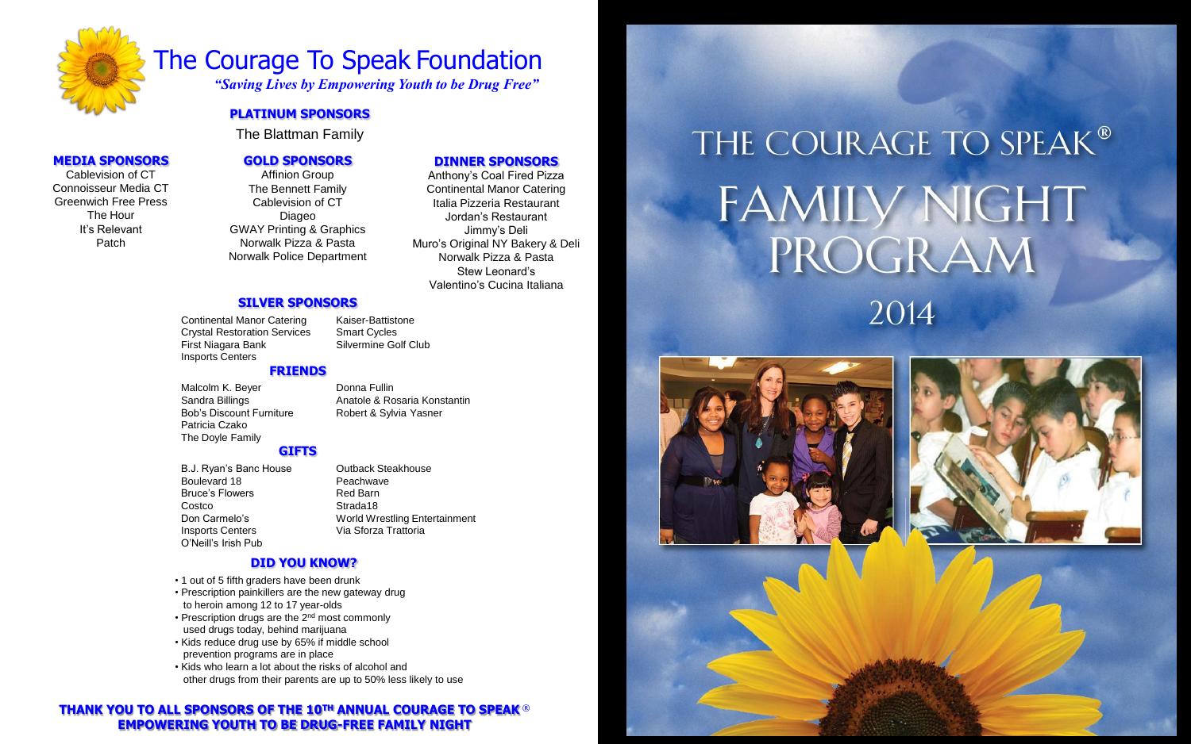# The Courage To Speak Foundation

*"Saving Lives by Empowering Youth to be Drug Free"*

## PLATINUM SPONSORS

The Blattman Family

## MEDIA SPONSORS

Cablevision of CT
Connoisseur Media CT
Greenwich Free Press
The Hour
It's Relevant
Patch

## GOLD SPONSORS

Affinion Group
The Bennett Family
Cablevision of CT
Diageo
GWAY Printing & Graphics
Norwalk Pizza & Pasta
Norwalk Police Department

## DINNER SPONSORS

Anthony's Coal Fired Pizza
Continental Manor Catering
Italia Pizzeria Restaurant
Jordan's Restaurant
Jimmy's Deli
Muro's Original NY Bakery & Deli
Norwalk Pizza & Pasta
Stew Leonard's
Valentino's Cucina Italiana

## SILVER SPONSORS

Continental Manor Catering
Crystal Restoration Services
First Niagara Bank
Insports Centers
Kaiser-Battistone
Smart Cycles
Silvermine Golf Club

## FRIENDS

Malcolm K. Beyer
Sandra Billings
Bob's Discount Furniture
Patricia Czako
The Doyle Family
Donna Fullin
Anatole & Rosaria Konstantin
Robert & Sylvia Yasner

## GIFTS

B.J. Ryan's Banc House
Boulevard 18
Bruce's Flowers
Costco
Don Carmelo's
Insports Centers
O'Neill's Irish Pub
Outback Steakhouse
Peachwave
Red Barn
Strada18
World Wrestling Entertainment
Via Sforza Trattoria

## DID YOU KNOW?

- 1 out of 5 fifth graders have been drunk
- Prescription painkillers are the new gateway drug to heroin among 12 to 17 year-olds
- Prescription drugs are the 2nd most commonly used drugs today, behind marijuana
- Kids reduce drug use by 65% if middle school prevention programs are in place
- Kids who learn a lot about the risks of alcohol and other drugs from their parents are up to 50% less likely to use

**THANK YOU TO ALL SPONSORS OF THE 10TH ANNUAL COURAGE TO SPEAK® EMPOWERING YOUTH TO BE DRUG-FREE FAMILY NIGHT**

# THE COURAGE TO SPEAK®

# FAMILY NIGHT PROGRAM

## 2014